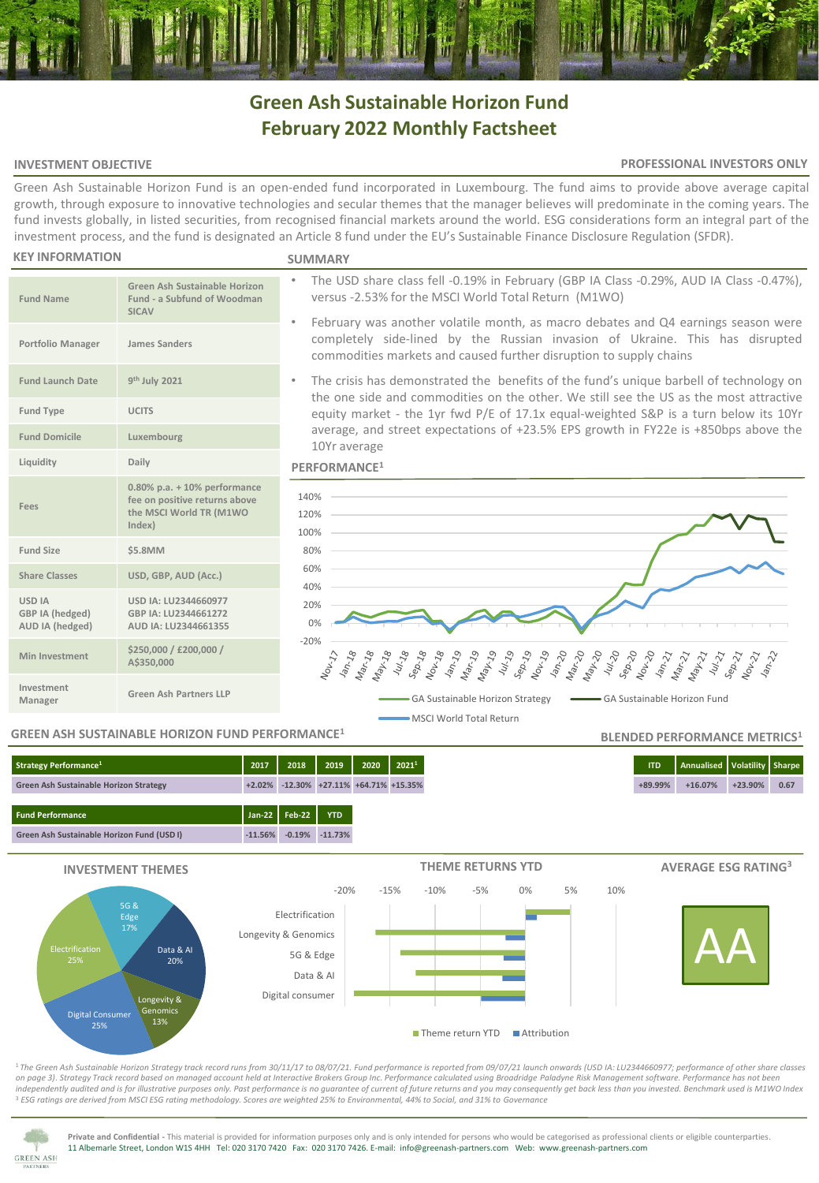# Green Ash Sustainable Horizon Fund
# February 2022 Monthly Factsheet

## INVESTMENT OBJECTIVE

**PROFESSIONAL INVESTORS ONLY**

Green Ash Sustainable Horizon Fund is an open-ended fund incorporated in Luxembourg. The fund aims to provide above average capital growth, through exposure to innovative technologies and secular themes that the manager believes will predominate in the coming years. The fund invests globally, in listed securities, from recognised financial markets around the world. ESG considerations form an integral part of the investment process, and the fund is designated an Article 8 fund under the EU's Sustainable Finance Disclosure Regulation (SFDR).

## KEY INFORMATION

| | |
|---|---|
| Fund Name | Green Ash Sustainable Horizon Fund - a Subfund of Woodman SICAV |
| Portfolio Manager | James Sanders |
| Fund Launch Date | 9th July 2021 |
| Fund Type | UCITS |
| Fund Domicile | Luxembourg |
| Liquidity | Daily |
| Fees | 0.80% p.a. + 10% performance fee on positive returns above the MSCI World TR (M1WO Index) |
| Fund Size | $5.8MM |
| Share Classes | USD, GBP, AUD (Acc.) |
| USD IA<br>GBP IA (hedged)<br>AUD IA (hedged) | USD IA: LU2344660977<br>GBP IA: LU2344661272<br>AUD IA: LU2344661355 |
| Min Investment | $250,000 / £200,000 / A$350,000 |
| Investment Manager | Green Ash Partners LLP |

## SUMMARY

- The USD share class fell -0.19% in February (GBP IA Class -0.29%, AUD IA Class -0.47%), versus -2.53% for the MSCI World Total Return (M1WO)
- February was another volatile month, as macro debates and Q4 earnings season were completely side-lined by the Russian invasion of Ukraine. This has disrupted commodities markets and caused further disruption to supply chains
- The crisis has demonstrated the benefits of the fund's unique barbell of technology on the one side and commodities on the other. We still see the US as the most attractive equity market - the 1yr fwd P/E of 17.1x equal-weighted S&P is a turn below its 10Yr average, and street expectations of +23.5% EPS growth in FY22e is +850bps above the 10Yr average

## PERFORMANCE[1]

Legend: GA Sustainable Horizon Strategy; GA Sustainable Horizon Fund; MSCI World Total Return

## GREEN ASH SUSTAINABLE HORIZON FUND PERFORMANCE[1]

| Strategy Performance[1] | 2017 | 2018 | 2019 | 2020 | 2021[1] |
|---|---|---|---|---|---|
| Green Ash Sustainable Horizon Strategy | +2.02% | -12.30% | +27.11% | +64.71% | +15.35% |

| Fund Performance | Jan-22 | Feb-22 | YTD |
|---|---|---|---|
| Green Ash Sustainable Horizon Fund (USD I) | -11.56% | -0.19% | -11.73% |

## BLENDED PERFORMANCE METRICS[1]

| ITD | Annualised | Volatility | Sharpe |
|---|---|---|---|
| +89.99% | +16.07% | +23.90% | 0.67 |

## INVESTMENT THEMES

| Theme | Weight |
|---|---|
| 5G & Edge | 17% |
| Data & AI | 20% |
| Longevity & Genomics | 13% |
| Digital Consumer | 25% |
| Electrification | 25% |

## THEME RETURNS YTD

Themes: Electrification; Longevity & Genomics; 5G & Edge; Data & AI; Digital consumer

Legend: Theme return YTD; Attribution

## AVERAGE ESG RATING[3]

AA

*[1] The Green Ash Sustainable Horizon Strategy track record runs from 30/11/17 to 08/07/21. Fund performance is reported from 09/07/21 launch onwards (USD IA: LU2344660977; performance of other share classes on page 3). Strategy Track record based on managed account held at Interactive Brokers Group Inc. Performance calculated using Broadridge Paladyne Risk Management software. Performance has not been independently audited and is for illustrative purposes only. Past performance is no guarantee of current of future returns and you may consequently get back less than you invested. Benchmark used is M1WO Index*
*[3] ESG ratings are derived from MSCI ESG rating methodology. Scores are weighted 25% to Environmental, 44% to Social, and 31% to Governance*

**Private and Confidential** - This material is provided for information purposes only and is only intended for persons who would be categorised as professional clients or eligible counterparties.
11 Albemarle Street, London W1S 4HH Tel: 020 3170 7420 Fax: 020 3170 7426. E-mail: info@greenash-partners.com Web: www.greenash-partners.com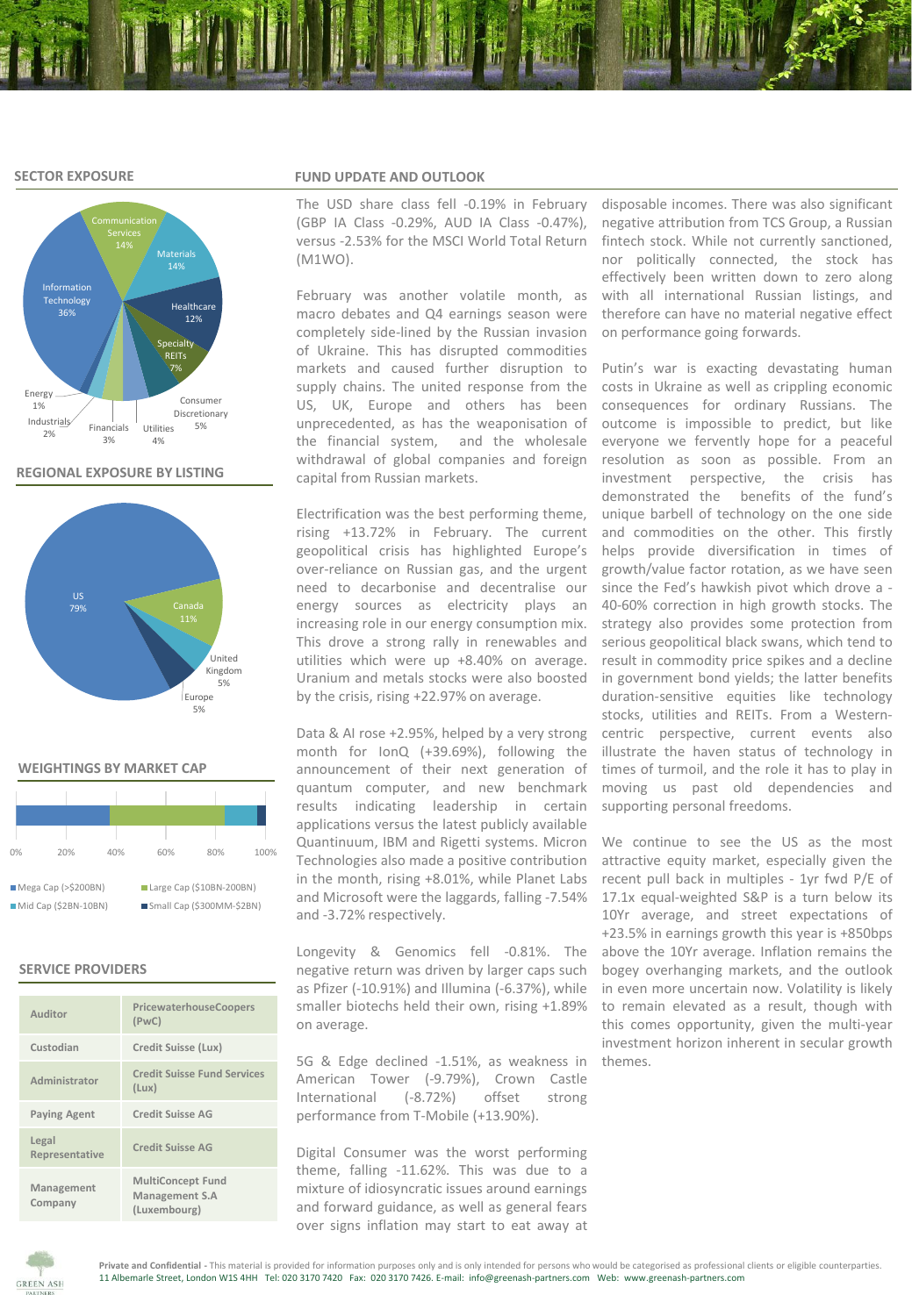## SECTOR EXPOSURE

Communication Services 14%
Materials 14%
Healthcare 12%
Specialty REITs 7%
Consumer Discretionary 5%
Utilities 4%
Financials 3%
Industrials 2%
Energy 1%
Information Technology 36%

## REGIONAL EXPOSURE BY LISTING

US 79%
Canada 11%
United Kingdom 5%
Europe 5%

## WEIGHTINGS BY MARKET CAP

0% 20% 40% 60% 80% 100%

- Mega Cap (>$200BN)
- Large Cap ($10BN-200BN)
- Mid Cap ($2BN-10BN)
- Small Cap ($300MM-$2BN)

## SERVICE PROVIDERS

| | |
|---|---|
| Auditor | PricewaterhouseCoopers (PwC) |
| Custodian | Credit Suisse (Lux) |
| Administrator | Credit Suisse Fund Services (Lux) |
| Paying Agent | Credit Suisse AG |
| Legal Representative | Credit Suisse AG |
| Management Company | MultiConcept Fund Management S.A (Luxembourg) |

## FUND UPDATE AND OUTLOOK

The USD share class fell -0.19% in February (GBP IA Class -0.29%, AUD IA Class -0.47%), versus -2.53% for the MSCI World Total Return (M1WO).

February was another volatile month, as macro debates and Q4 earnings season were completely side-lined by the Russian invasion of Ukraine. This has disrupted commodities markets and caused further disruption to supply chains. The united response from the US, UK, Europe and others has been unprecedented, as has the weaponisation of the financial system, and the wholesale withdrawal of global companies and foreign capital from Russian markets.

Electrification was the best performing theme, rising +13.72% in February. The current geopolitical crisis has highlighted Europe's over-reliance on Russian gas, and the urgent need to decarbonise and decentralise our energy sources as electricity plays an increasing role in our energy consumption mix. This drove a strong rally in renewables and utilities which were up +8.40% on average. Uranium and metals stocks were also boosted by the crisis, rising +22.97% on average.

Data & AI rose +2.95%, helped by a very strong month for IonQ (+39.69%), following the announcement of their next generation of quantum computer, and new benchmark results indicating leadership in certain applications versus the latest publicly available Quantinuum, IBM and Rigetti systems. Micron Technologies also made a positive contribution in the month, rising +8.01%, while Planet Labs and Microsoft were the laggards, falling -7.54% and -3.72% respectively.

Longevity & Genomics fell -0.81%. The negative return was driven by larger caps such as Pfizer (-10.91%) and Illumina (-6.37%), while smaller biotechs held their own, rising +1.89% on average.

5G & Edge declined -1.51%, as weakness in American Tower (-9.79%), Crown Castle International (-8.72%) offset strong performance from T-Mobile (+13.90%).

Digital Consumer was the worst performing theme, falling -11.62%. This was due to a mixture of idiosyncratic issues around earnings and forward guidance, as well as general fears over signs inflation may start to eat away at disposable incomes. There was also significant negative attribution from TCS Group, a Russian fintech stock. While not currently sanctioned, nor politically connected, the stock has effectively been written down to zero along with all international Russian listings, and therefore can have no material negative effect on performance going forwards.

Putin's war is exacting devastating human costs in Ukraine as well as crippling economic consequences for ordinary Russians. The outcome is impossible to predict, but like everyone we fervently hope for a peaceful resolution as soon as possible. From an investment perspective, the crisis has demonstrated the benefits of the fund's unique barbell of technology on the one side and commodities on the other. This firstly helps provide diversification in times of growth/value factor rotation, as we have seen since the Fed's hawkish pivot which drove a -40-60% correction in high growth stocks. The strategy also provides some protection from serious geopolitical black swans, which tend to result in commodity price spikes and a decline in government bond yields; the latter benefits duration-sensitive equities like technology stocks, utilities and REITs. From a Western-centric perspective, current events also illustrate the haven status of technology in times of turmoil, and the role it has to play in moving us past old dependencies and supporting personal freedoms.

We continue to see the US as the most attractive equity market, especially given the recent pull back in multiples - 1yr fwd P/E of 17.1x equal-weighted S&P is a turn below its 10Yr average, and street expectations of +23.5% in earnings growth this year is +850bps above the 10Yr average. Inflation remains the bogey overhanging markets, and the outlook in even more uncertain now. Volatility is likely to remain elevated as a result, though with this comes opportunity, given the multi-year investment horizon inherent in secular growth themes.

**Private and Confidential** - This material is provided for information purposes only and is only intended for persons who would be categorised as professional clients or eligible counterparties.
11 Albemarle Street, London W1S 4HH Tel: 020 3170 7420 Fax: 020 3170 7426. E-mail: info@greenash-partners.com Web: www.greenash-partners.com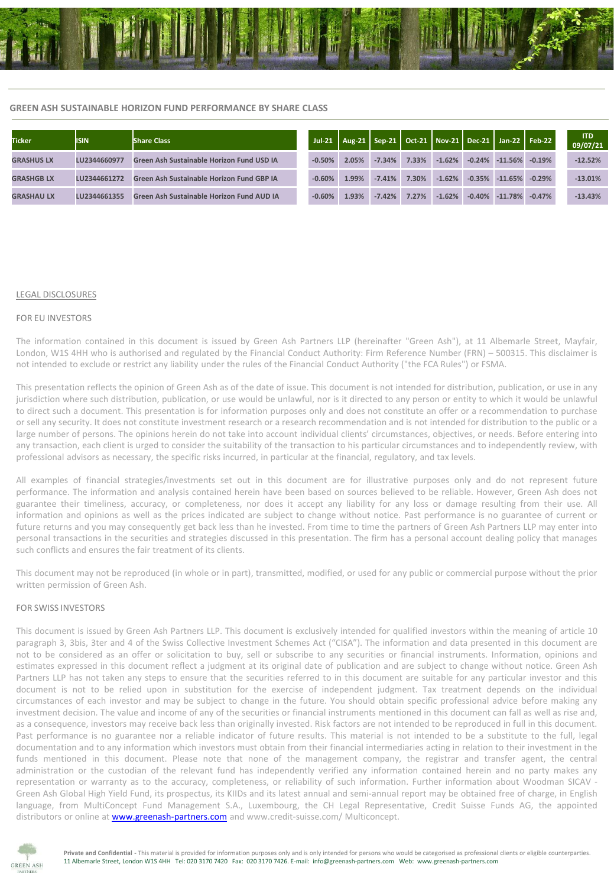## GREEN ASH SUSTAINABLE HORIZON FUND PERFORMANCE BY SHARE CLASS

| Ticker | ISIN | Share Class | Jul-21 | Aug-21 | Sep-21 | Oct-21 | Nov-21 | Dec-21 | Jan-22 | Feb-22 | ITD 09/07/21 |
|---|---|---|---|---|---|---|---|---|---|---|---|
| GRASHUS LX | LU2344660977 | Green Ash Sustainable Horizon Fund USD IA | -0.50% | 2.05% | -7.34% | 7.33% | -1.62% | -0.24% | -11.56% | -0.19% | -12.52% |
| GRASHGB LX | LU2344661272 | Green Ash Sustainable Horizon Fund GBP IA | -0.60% | 1.99% | -7.41% | 7.30% | -1.62% | -0.35% | -11.65% | -0.29% | -13.01% |
| GRASHAU LX | LU2344661355 | Green Ash Sustainable Horizon Fund AUD IA | -0.60% | 1.93% | -7.42% | 7.27% | -1.62% | -0.40% | -11.78% | -0.47% | -13.43% |

LEGAL DISCLOSURES

FOR EU INVESTORS

The information contained in this document is issued by Green Ash Partners LLP (hereinafter "Green Ash"), at 11 Albemarle Street, Mayfair, London, W1S 4HH who is authorised and regulated by the Financial Conduct Authority: Firm Reference Number (FRN) – 500315. This disclaimer is not intended to exclude or restrict any liability under the rules of the Financial Conduct Authority ("the FCA Rules") or FSMA.

This presentation reflects the opinion of Green Ash as of the date of issue. This document is not intended for distribution, publication, or use in any jurisdiction where such distribution, publication, or use would be unlawful, nor is it directed to any person or entity to which it would be unlawful to direct such a document. This presentation is for information purposes only and does not constitute an offer or a recommendation to purchase or sell any security. It does not constitute investment research or a research recommendation and is not intended for distribution to the public or a large number of persons. The opinions herein do not take into account individual clients' circumstances, objectives, or needs. Before entering into any transaction, each client is urged to consider the suitability of the transaction to his particular circumstances and to independently review, with professional advisors as necessary, the specific risks incurred, in particular at the financial, regulatory, and tax levels.

All examples of financial strategies/investments set out in this document are for illustrative purposes only and do not represent future performance. The information and analysis contained herein have been based on sources believed to be reliable. However, Green Ash does not guarantee their timeliness, accuracy, or completeness, nor does it accept any liability for any loss or damage resulting from their use. All information and opinions as well as the prices indicated are subject to change without notice. Past performance is no guarantee of current or future returns and you may consequently get back less than he invested. From time to time the partners of Green Ash Partners LLP may enter into personal transactions in the securities and strategies discussed in this presentation. The firm has a personal account dealing policy that manages such conflicts and ensures the fair treatment of its clients.

This document may not be reproduced (in whole or in part), transmitted, modified, or used for any public or commercial purpose without the prior written permission of Green Ash.

FOR SWISS INVESTORS

This document is issued by Green Ash Partners LLP. This document is exclusively intended for qualified investors within the meaning of article 10 paragraph 3, 3bis, 3ter and 4 of the Swiss Collective Investment Schemes Act ("CISA"). The information and data presented in this document are not to be considered as an offer or solicitation to buy, sell or subscribe to any securities or financial instruments. Information, opinions and estimates expressed in this document reflect a judgment at its original date of publication and are subject to change without notice. Green Ash Partners LLP has not taken any steps to ensure that the securities referred to in this document are suitable for any particular investor and this document is not to be relied upon in substitution for the exercise of independent judgment. Tax treatment depends on the individual circumstances of each investor and may be subject to change in the future. You should obtain specific professional advice before making any investment decision. The value and income of any of the securities or financial instruments mentioned in this document can fall as well as rise and, as a consequence, investors may receive back less than originally invested. Risk factors are not intended to be reproduced in full in this document. Past performance is no guarantee nor a reliable indicator of future results. This material is not intended to be a substitute to the full, legal documentation and to any information which investors must obtain from their financial intermediaries acting in relation to their investment in the funds mentioned in this document. Please note that none of the management company, the registrar and transfer agent, the central administration or the custodian of the relevant fund has independently verified any information contained herein and no party makes any representation or warranty as to the accuracy, completeness, or reliability of such information. Further information about Woodman SICAV - Green Ash Global High Yield Fund, its prospectus, its KIIDs and its latest annual and semi-annual report may be obtained free of charge, in English language, from MultiConcept Fund Management S.A., Luxembourg, the CH Legal Representative, Credit Suisse Funds AG, the appointed distributors or online at www.greenash-partners.com and www.credit-suisse.com/ Multiconcept.

**Private and Confidential** - This material is provided for information purposes only and is only intended for persons who would be categorised as professional clients or eligible counterparties. 11 Albemarle Street, London W1S 4HH Tel: 020 3170 7420 Fax: 020 3170 7426. E-mail: info@greenash-partners.com Web: www.greenash-partners.com